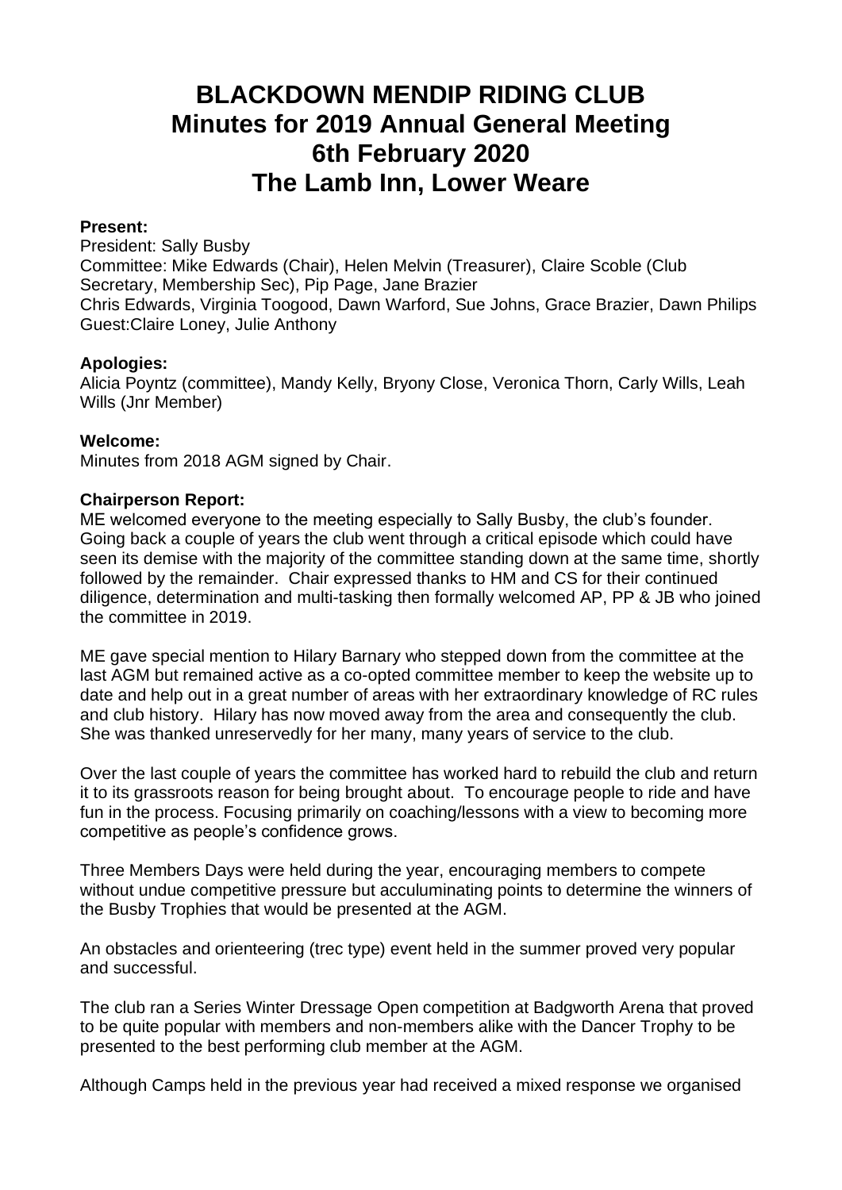# BLACKDOWN MENDIP RIDING CLUB
# Minutes for 2019 Annual General Meeting
# 6th February 2020
# The Lamb Inn, Lower Weare

**Present:**
President: Sally Busby
Committee: Mike Edwards (Chair), Helen Melvin (Treasurer), Claire Scoble (Club Secretary, Membership Sec), Pip Page, Jane Brazier
Chris Edwards, Virginia Toogood, Dawn Warford, Sue Johns, Grace Brazier, Dawn Philips
Guest:Claire Loney, Julie Anthony

**Apologies:**
Alicia Poyntz (committee), Mandy Kelly, Bryony Close, Veronica Thorn, Carly Wills, Leah Wills (Jnr Member)

**Welcome:**
Minutes from 2018 AGM signed by Chair.

**Chairperson Report:**
ME welcomed everyone to the meeting especially to Sally Busby, the club's founder. Going back a couple of years the club went through a critical episode which could have seen its demise with the majority of the committee standing down at the same time, shortly followed by the remainder. Chair expressed thanks to HM and CS for their continued diligence, determination and multi-tasking then formally welcomed AP, PP & JB who joined the committee in 2019.

ME gave special mention to Hilary Barnary who stepped down from the committee at the last AGM but remained active as a co-opted committee member to keep the website up to date and help out in a great number of areas with her extraordinary knowledge of RC rules and club history. Hilary has now moved away from the area and consequently the club. She was thanked unreservedly for her many, many years of service to the club.

Over the last couple of years the committee has worked hard to rebuild the club and return it to its grassroots reason for being brought about. To encourage people to ride and have fun in the process. Focusing primarily on coaching/lessons with a view to becoming more competitive as people's confidence grows.

Three Members Days were held during the year, encouraging members to compete without undue competitive pressure but acculuminating points to determine the winners of the Busby Trophies that would be presented at the AGM.

An obstacles and orienteering (trec type) event held in the summer proved very popular and successful.

The club ran a Series Winter Dressage Open competition at Badgworth Arena that proved to be quite popular with members and non-members alike with the Dancer Trophy to be presented to the best performing club member at the AGM.

Although Camps held in the previous year had received a mixed response we organised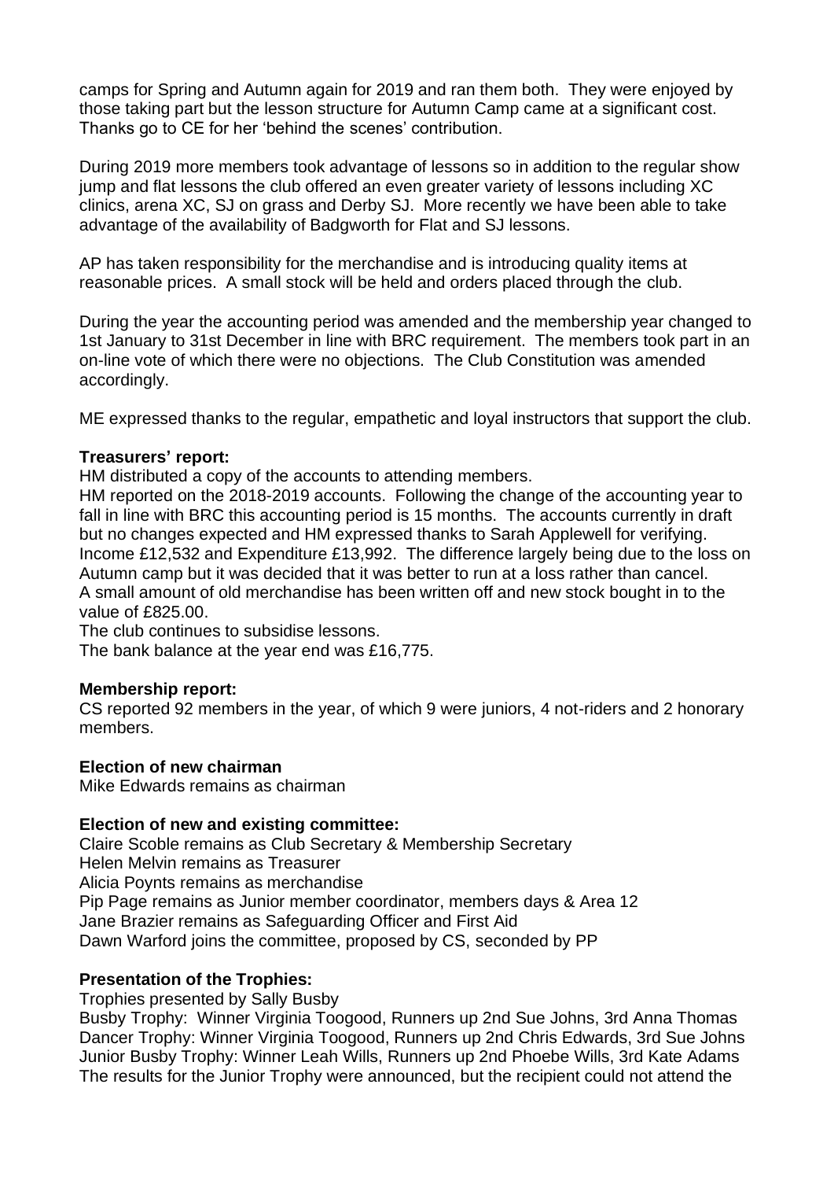camps for Spring and Autumn again for 2019 and ran them both. They were enjoyed by those taking part but the lesson structure for Autumn Camp came at a significant cost. Thanks go to CE for her 'behind the scenes' contribution.

During 2019 more members took advantage of lessons so in addition to the regular show jump and flat lessons the club offered an even greater variety of lessons including XC clinics, arena XC, SJ on grass and Derby SJ. More recently we have been able to take advantage of the availability of Badgworth for Flat and SJ lessons.

AP has taken responsibility for the merchandise and is introducing quality items at reasonable prices. A small stock will be held and orders placed through the club.

During the year the accounting period was amended and the membership year changed to 1st January to 31st December in line with BRC requirement. The members took part in an on-line vote of which there were no objections. The Club Constitution was amended accordingly.

ME expressed thanks to the regular, empathetic and loyal instructors that support the club.

**Treasurers' report:**

HM distributed a copy of the accounts to attending members.

HM reported on the 2018-2019 accounts. Following the change of the accounting year to fall in line with BRC this accounting period is 15 months. The accounts currently in draft but no changes expected and HM expressed thanks to Sarah Applewell for verifying. Income £12,532 and Expenditure £13,992. The difference largely being due to the loss on Autumn camp but it was decided that it was better to run at a loss rather than cancel. A small amount of old merchandise has been written off and new stock bought in to the value of £825.00.

The club continues to subsidise lessons.

The bank balance at the year end was £16,775.

**Membership report:**

CS reported 92 members in the year, of which 9 were juniors, 4 not-riders and 2 honorary members.

**Election of new chairman**

Mike Edwards remains as chairman

**Election of new and existing committee:**

Claire Scoble remains as Club Secretary & Membership Secretary
Helen Melvin remains as Treasurer
Alicia Poynts remains as merchandise
Pip Page remains as Junior member coordinator, members days & Area 12
Jane Brazier remains as Safeguarding Officer and First Aid
Dawn Warford joins the committee, proposed by CS, seconded by PP

**Presentation of the Trophies:**

Trophies presented by Sally Busby

Busby Trophy: Winner Virginia Toogood, Runners up 2nd Sue Johns, 3rd Anna Thomas
Dancer Trophy: Winner Virginia Toogood, Runners up 2nd Chris Edwards, 3rd Sue Johns
Junior Busby Trophy: Winner Leah Wills, Runners up 2nd Phoebe Wills, 3rd Kate Adams
The results for the Junior Trophy were announced, but the recipient could not attend the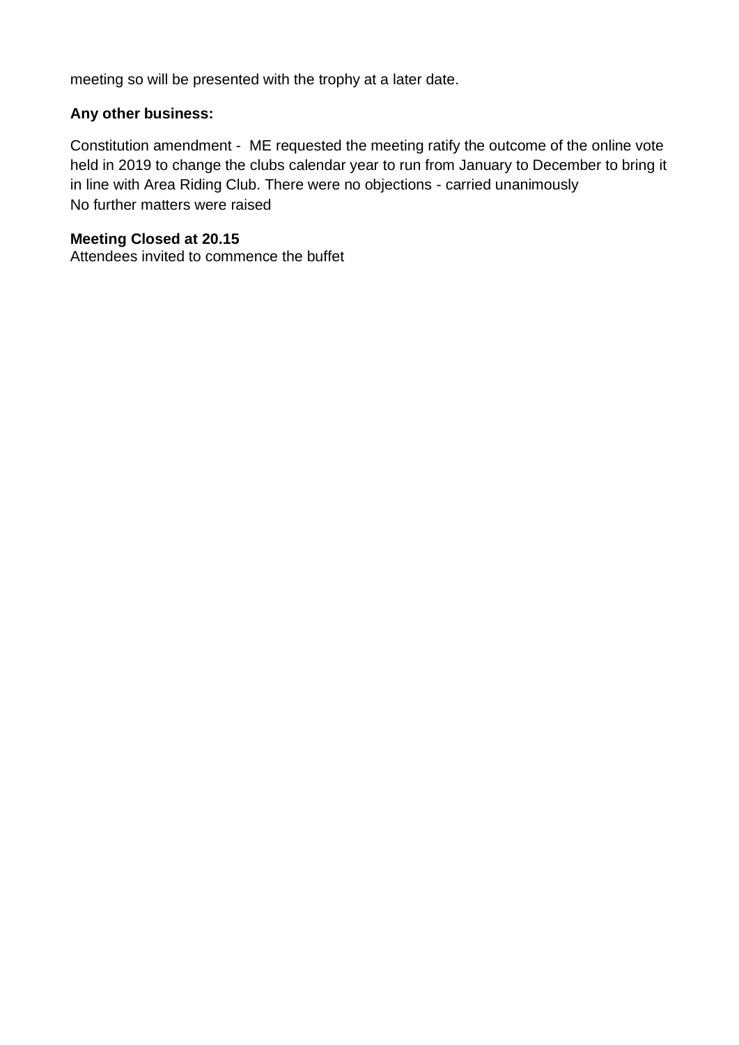meeting so will be presented with the trophy at a later date.

**Any other business:**

Constitution amendment - ME requested the meeting ratify the outcome of the online vote held in 2019 to change the clubs calendar year to run from January to December to bring it in line with Area Riding Club. There were no objections - carried unanimously
No further matters were raised

**Meeting Closed at 20.15**
Attendees invited to commence the buffet